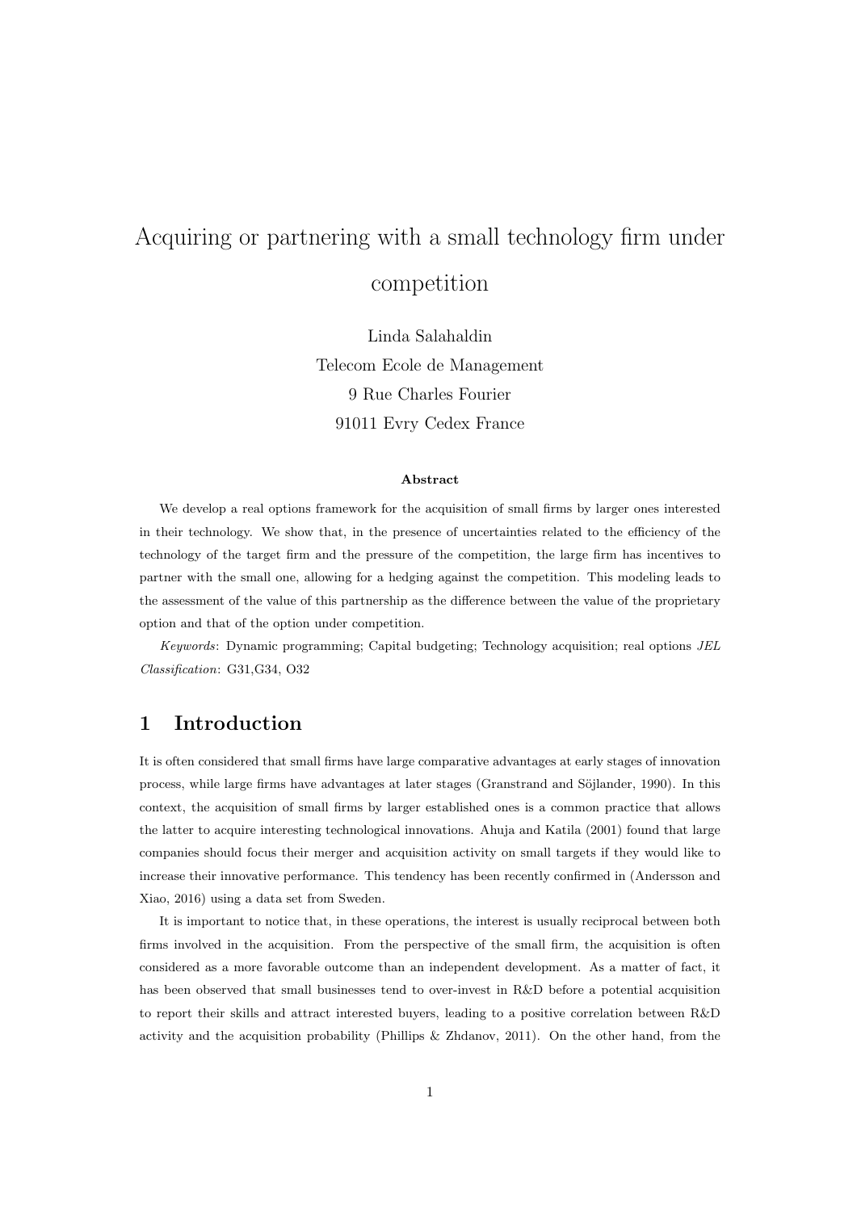# Acquiring or partnering with a small technology firm under competition

Linda Salahaldin
Telecom Ecole de Management
9 Rue Charles Fourier
91011 Evry Cedex France

**Abstract**

We develop a real options framework for the acquisition of small firms by larger ones interested in their technology. We show that, in the presence of uncertainties related to the efficiency of the technology of the target firm and the pressure of the competition, the large firm has incentives to partner with the small one, allowing for a hedging against the competition. This modeling leads to the assessment of the value of this partnership as the difference between the value of the proprietary option and that of the option under competition.

*Keywords*: Dynamic programming; Capital budgeting; Technology acquisition; real options *JEL Classification*: G31,G34, O32

## 1 Introduction

It is often considered that small firms have large comparative advantages at early stages of innovation process, while large firms have advantages at later stages (Granstrand and Söjlander, 1990). In this context, the acquisition of small firms by larger established ones is a common practice that allows the latter to acquire interesting technological innovations. Ahuja and Katila (2001) found that large companies should focus their merger and acquisition activity on small targets if they would like to increase their innovative performance. This tendency has been recently confirmed in (Andersson and Xiao, 2016) using a data set from Sweden.

It is important to notice that, in these operations, the interest is usually reciprocal between both firms involved in the acquisition. From the perspective of the small firm, the acquisition is often considered as a more favorable outcome than an independent development. As a matter of fact, it has been observed that small businesses tend to over-invest in R&D before a potential acquisition to report their skills and attract interested buyers, leading to a positive correlation between R&D activity and the acquisition probability (Phillips & Zhdanov, 2011). On the other hand, from the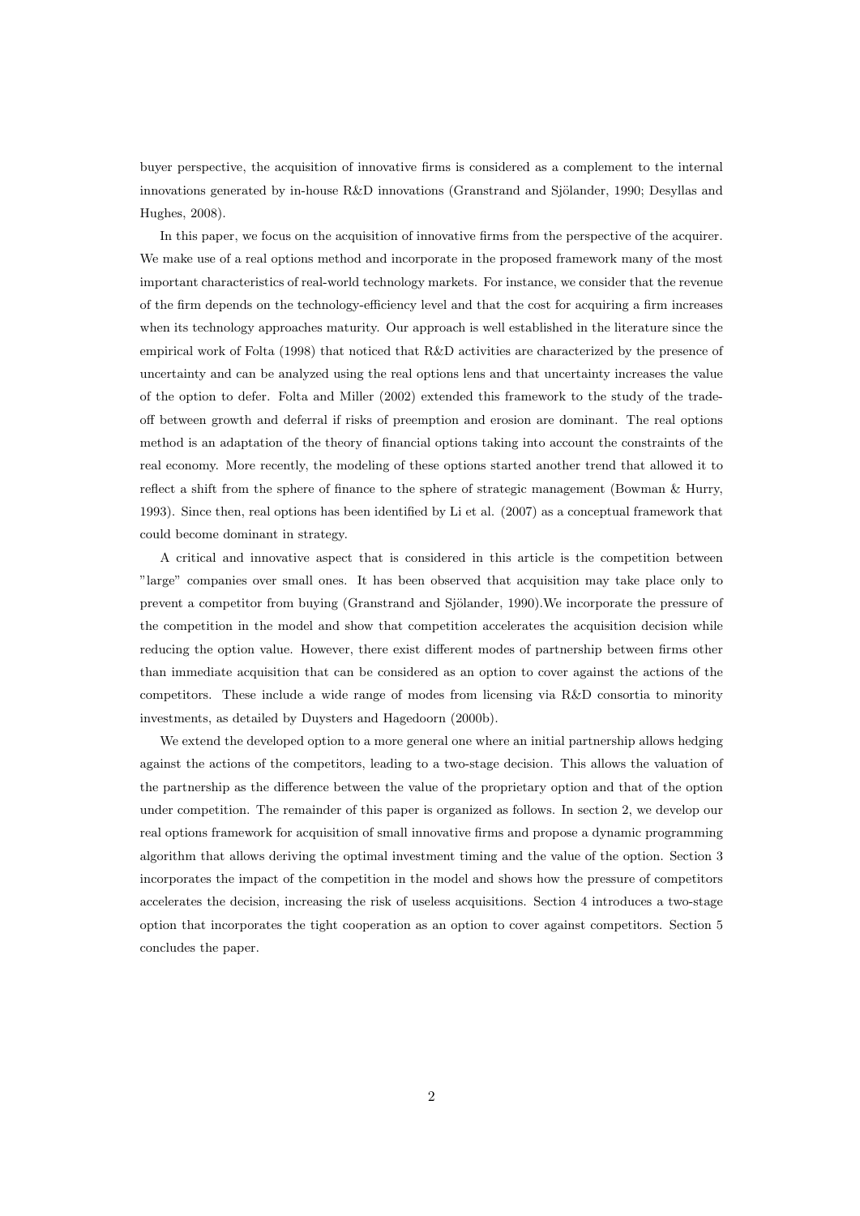buyer perspective, the acquisition of innovative firms is considered as a complement to the internal innovations generated by in-house R&D innovations (Granstrand and Sjölander, 1990; Desyllas and Hughes, 2008).

In this paper, we focus on the acquisition of innovative firms from the perspective of the acquirer. We make use of a real options method and incorporate in the proposed framework many of the most important characteristics of real-world technology markets. For instance, we consider that the revenue of the firm depends on the technology-efficiency level and that the cost for acquiring a firm increases when its technology approaches maturity. Our approach is well established in the literature since the empirical work of Folta (1998) that noticed that R&D activities are characterized by the presence of uncertainty and can be analyzed using the real options lens and that uncertainty increases the value of the option to defer. Folta and Miller (2002) extended this framework to the study of the trade-off between growth and deferral if risks of preemption and erosion are dominant. The real options method is an adaptation of the theory of financial options taking into account the constraints of the real economy. More recently, the modeling of these options started another trend that allowed it to reflect a shift from the sphere of finance to the sphere of strategic management (Bowman & Hurry, 1993). Since then, real options has been identified by Li et al. (2007) as a conceptual framework that could become dominant in strategy.

A critical and innovative aspect that is considered in this article is the competition between "large" companies over small ones. It has been observed that acquisition may take place only to prevent a competitor from buying (Granstrand and Sjölander, 1990).We incorporate the pressure of the competition in the model and show that competition accelerates the acquisition decision while reducing the option value. However, there exist different modes of partnership between firms other than immediate acquisition that can be considered as an option to cover against the actions of the competitors. These include a wide range of modes from licensing via R&D consortia to minority investments, as detailed by Duysters and Hagedoorn (2000b).

We extend the developed option to a more general one where an initial partnership allows hedging against the actions of the competitors, leading to a two-stage decision. This allows the valuation of the partnership as the difference between the value of the proprietary option and that of the option under competition. The remainder of this paper is organized as follows. In section 2, we develop our real options framework for acquisition of small innovative firms and propose a dynamic programming algorithm that allows deriving the optimal investment timing and the value of the option. Section 3 incorporates the impact of the competition in the model and shows how the pressure of competitors accelerates the decision, increasing the risk of useless acquisitions. Section 4 introduces a two-stage option that incorporates the tight cooperation as an option to cover against competitors. Section 5 concludes the paper.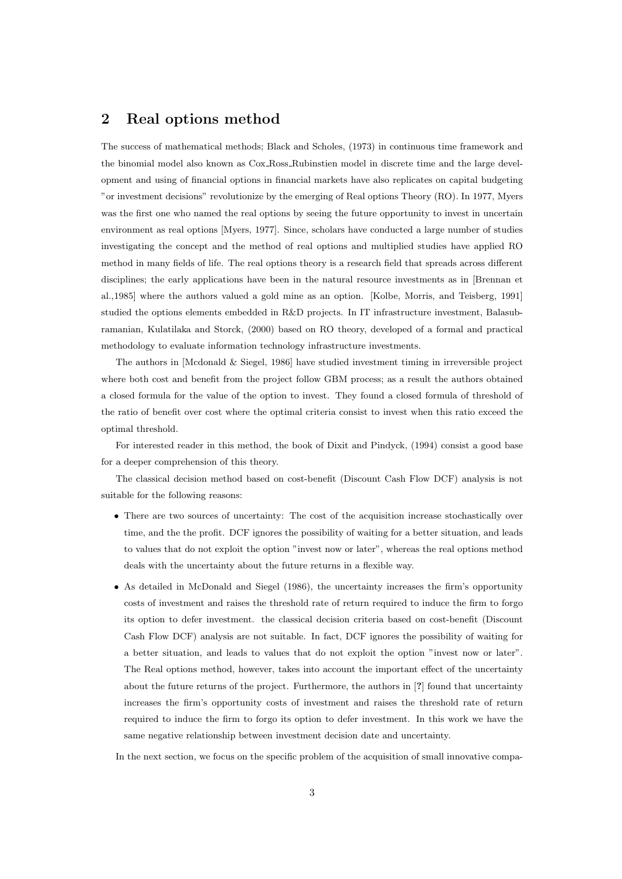## 2 Real options method

The success of mathematical methods; Black and Scholes, (1973) in continuous time framework and the binomial model also known as Cox_Ross_Rubinstien model in discrete time and the large development and using of financial options in financial markets have also replicates on capital budgeting "or investment decisions" revolutionize by the emerging of Real options Theory (RO). In 1977, Myers was the first one who named the real options by seeing the future opportunity to invest in uncertain environment as real options [Myers, 1977]. Since, scholars have conducted a large number of studies investigating the concept and the method of real options and multiplied studies have applied RO method in many fields of life. The real options theory is a research field that spreads across different disciplines; the early applications have been in the natural resource investments as in [Brennan et al.,1985] where the authors valued a gold mine as an option. [Kolbe, Morris, and Teisberg, 1991] studied the options elements embedded in R&D projects. In IT infrastructure investment, Balasubramanian, Kulatilaka and Storck, (2000) based on RO theory, developed of a formal and practical methodology to evaluate information technology infrastructure investments.

The authors in [Mcdonald & Siegel, 1986] have studied investment timing in irreversible project where both cost and benefit from the project follow GBM process; as a result the authors obtained a closed formula for the value of the option to invest. They found a closed formula of threshold of the ratio of benefit over cost where the optimal criteria consist to invest when this ratio exceed the optimal threshold.

For interested reader in this method, the book of Dixit and Pindyck, (1994) consist a good base for a deeper comprehension of this theory.

The classical decision method based on cost-benefit (Discount Cash Flow DCF) analysis is not suitable for the following reasons:

- There are two sources of uncertainty: The cost of the acquisition increase stochastically over time, and the the profit. DCF ignores the possibility of waiting for a better situation, and leads to values that do not exploit the option "invest now or later", whereas the real options method deals with the uncertainty about the future returns in a flexible way.
- As detailed in McDonald and Siegel (1986), the uncertainty increases the firm's opportunity costs of investment and raises the threshold rate of return required to induce the firm to forgo its option to defer investment. the classical decision criteria based on cost-benefit (Discount Cash Flow DCF) analysis are not suitable. In fact, DCF ignores the possibility of waiting for a better situation, and leads to values that do not exploit the option "invest now or later". The Real options method, however, takes into account the important effect of the uncertainty about the future returns of the project. Furthermore, the authors in [?] found that uncertainty increases the firm's opportunity costs of investment and raises the threshold rate of return required to induce the firm to forgo its option to defer investment. In this work we have the same negative relationship between investment decision date and uncertainty.

In the next section, we focus on the specific problem of the acquisition of small innovative compa-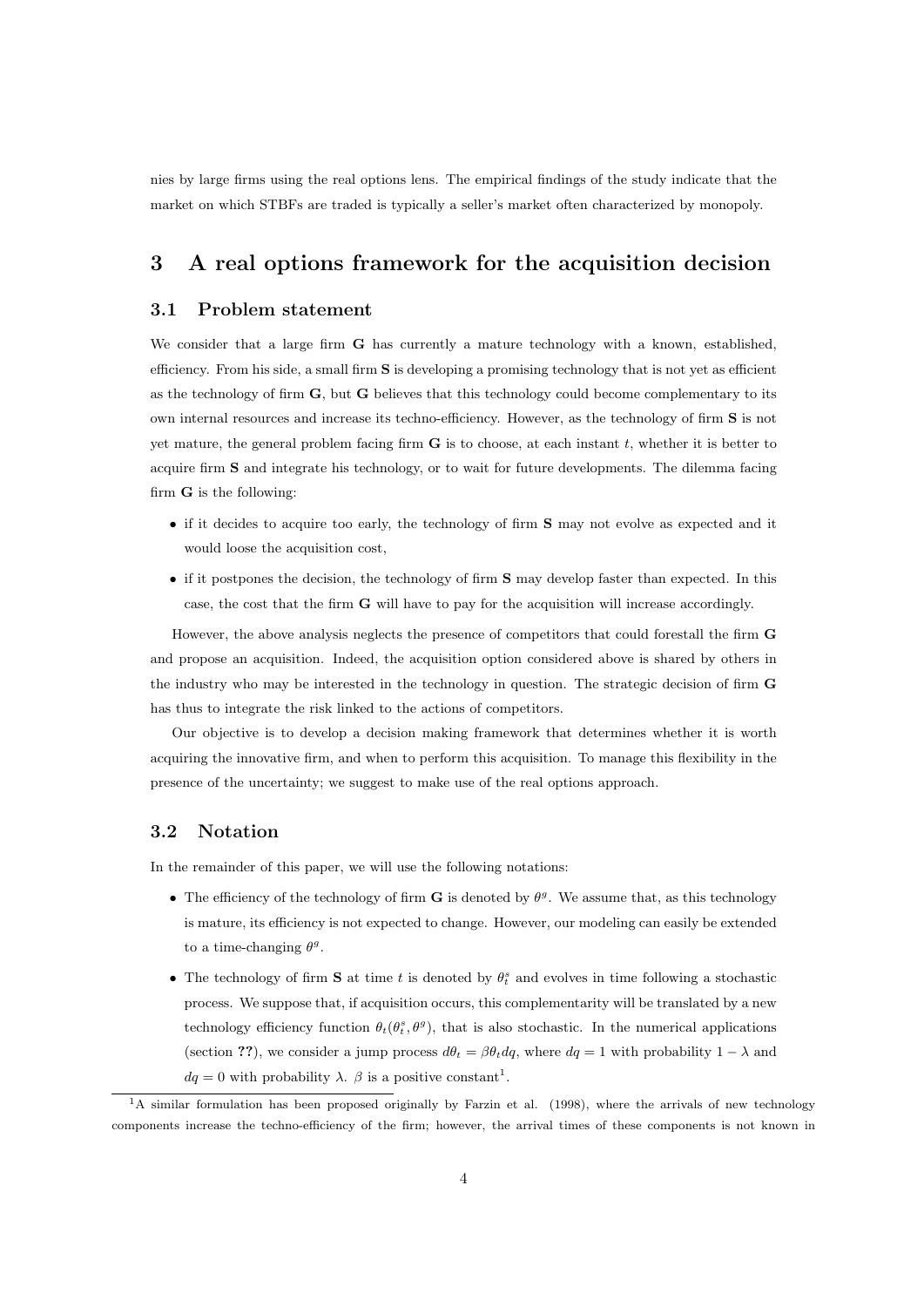nies by large firms using the real options lens. The empirical findings of the study indicate that the market on which STBFs are traded is typically a seller's market often characterized by monopoly.

# 3 A real options framework for the acquisition decision

## 3.1 Problem statement

We consider that a large firm **G** has currently a mature technology with a known, established, efficiency. From his side, a small firm **S** is developing a promising technology that is not yet as efficient as the technology of firm **G**, but **G** believes that this technology could become complementary to its own internal resources and increase its techno-efficiency. However, as the technology of firm **S** is not yet mature, the general problem facing firm **G** is to choose, at each instant $t$, whether it is better to acquire firm **S** and integrate his technology, or to wait for future developments. The dilemma facing firm **G** is the following:

- if it decides to acquire too early, the technology of firm **S** may not evolve as expected and it would loose the acquisition cost,
- if it postpones the decision, the technology of firm **S** may develop faster than expected. In this case, the cost that the firm **G** will have to pay for the acquisition will increase accordingly.

However, the above analysis neglects the presence of competitors that could forestall the firm **G** and propose an acquisition. Indeed, the acquisition option considered above is shared by others in the industry who may be interested in the technology in question. The strategic decision of firm **G** has thus to integrate the risk linked to the actions of competitors.

Our objective is to develop a decision making framework that determines whether it is worth acquiring the innovative firm, and when to perform this acquisition. To manage this flexibility in the presence of the uncertainty; we suggest to make use of the real options approach.

## 3.2 Notation

In the remainder of this paper, we will use the following notations:

- The efficiency of the technology of firm **G** is denoted by $\theta^g$. We assume that, as this technology is mature, its efficiency is not expected to change. However, our modeling can easily be extended to a time-changing $\theta^g$.
- The technology of firm **S** at time $t$ is denoted by $\theta_t^s$ and evolves in time following a stochastic process. We suppose that, if acquisition occurs, this complementarity will be translated by a new technology efficiency function $\theta_t(\theta_t^s, \theta^g)$, that is also stochastic. In the numerical applications (section **??**), we consider a jump process $d\theta_t = \beta\theta_t dq$, where $dq = 1$ with probability $1 - \lambda$ and $dq = 0$ with probability $\lambda$. $\beta$ is a positive constant[1].

[1] A similar formulation has been proposed originally by Farzin et al. (1998), where the arrivals of new technology components increase the techno-efficiency of the firm; however, the arrival times of these components is not known in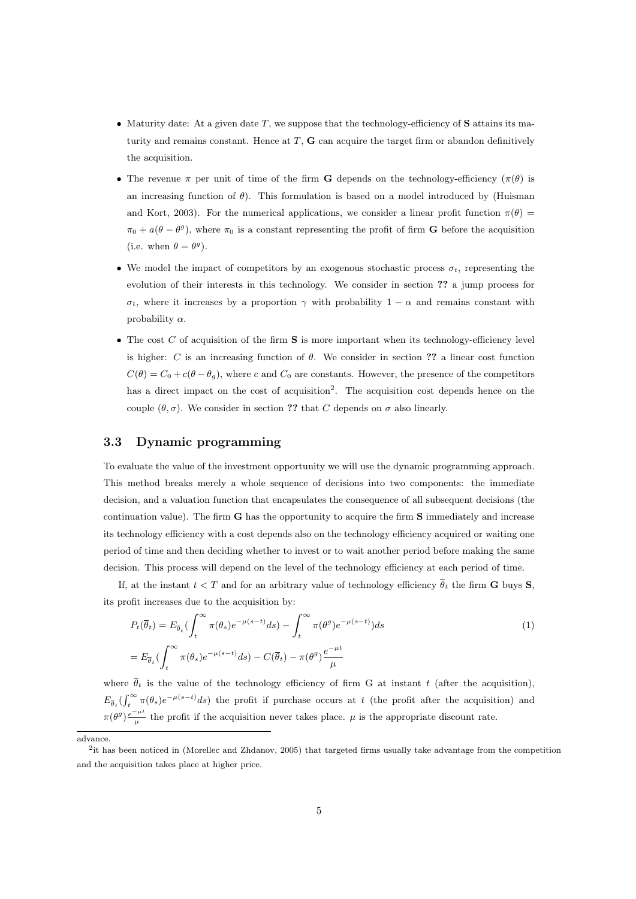- Maturity date: At a given date $T$, we suppose that the technology-efficiency of **S** attains its maturity and remains constant. Hence at $T$, **G** can acquire the target firm or abandon definitively the acquisition.
- The revenue $\pi$ per unit of time of the firm **G** depends on the technology-efficiency ($\pi(\theta)$ is an increasing function of $\theta$). This formulation is based on a model introduced by (Huisman and Kort, 2003). For the numerical applications, we consider a linear profit function $\pi(\theta) = \pi_0 + a(\theta - \theta^g)$, where $\pi_0$ is a constant representing the profit of firm **G** before the acquisition (i.e. when $\theta = \theta^g$).
- We model the impact of competitors by an exogenous stochastic process $\sigma_t$, representing the evolution of their interests in this technology. We consider in section **??** a jump process for $\sigma_t$, where it increases by a proportion $\gamma$ with probability $1 - \alpha$ and remains constant with probability $\alpha$.
- The cost $C$ of acquisition of the firm **S** is more important when its technology-efficiency level is higher: $C$ is an increasing function of $\theta$. We consider in section **??** a linear cost function $C(\theta) = C_0 + c(\theta - \theta_g)$, where $c$ and $C_0$ are constants. However, the presence of the competitors has a direct impact on the cost of acquisition[2]. The acquisition cost depends hence on the couple $(\theta, \sigma)$. We consider in section **??** that $C$ depends on $\sigma$ also linearly.

### 3.3 Dynamic programming

To evaluate the value of the investment opportunity we will use the dynamic programming approach. This method breaks merely a whole sequence of decisions into two components: the immediate decision, and a valuation function that encapsulates the consequence of all subsequent decisions (the continuation value). The firm **G** has the opportunity to acquire the firm **S** immediately and increase its technology efficiency with a cost depends also on the technology efficiency acquired or waiting one period of time and then deciding whether to invest or to wait another period before making the same decision. This process will depend on the level of the technology efficiency at each period of time.

If, at the instant $t < T$ and for an arbitrary value of technology efficiency $\overline{\theta}_t$ the firm **G** buys **S**, its profit increases due to the acquisition by:

$$
\begin{aligned}
P_t(\overline{\theta}_t) &= E_{\overline{\theta}_t}\left(\int_t^{\infty} \pi(\theta_s)e^{-\mu(s-t)}ds\right) - \int_t^{\infty} \pi(\theta^g)e^{-\mu(s-t)})ds \qquad (1)\\
&= E_{\overline{\theta}_t}\left(\int_t^{\infty} \pi(\theta_s)e^{-\mu(s-t)}ds\right) - C(\overline{\theta}_t) - \pi(\theta^g)\frac{e^{-\mu t}}{\mu}
\end{aligned}
$$

where $\overline{\theta}_t$ is the value of the technology efficiency of firm G at instant $t$ (after the acquisition), $E_{\overline{\theta}_t}(\int_t^{\infty} \pi(\theta_s)e^{-\mu(s-t)}ds)$ the profit if purchase occurs at $t$ (the profit after the acquisition) and $\pi(\theta^g)\frac{e^{-\mu t}}{\mu}$ the profit if the acquisition never takes place. $\mu$ is the appropriate discount rate.

---

advance.

[2]it has been noticed in (Morellec and Zhdanov, 2005) that targeted firms usually take advantage from the competition and the acquisition takes place at higher price.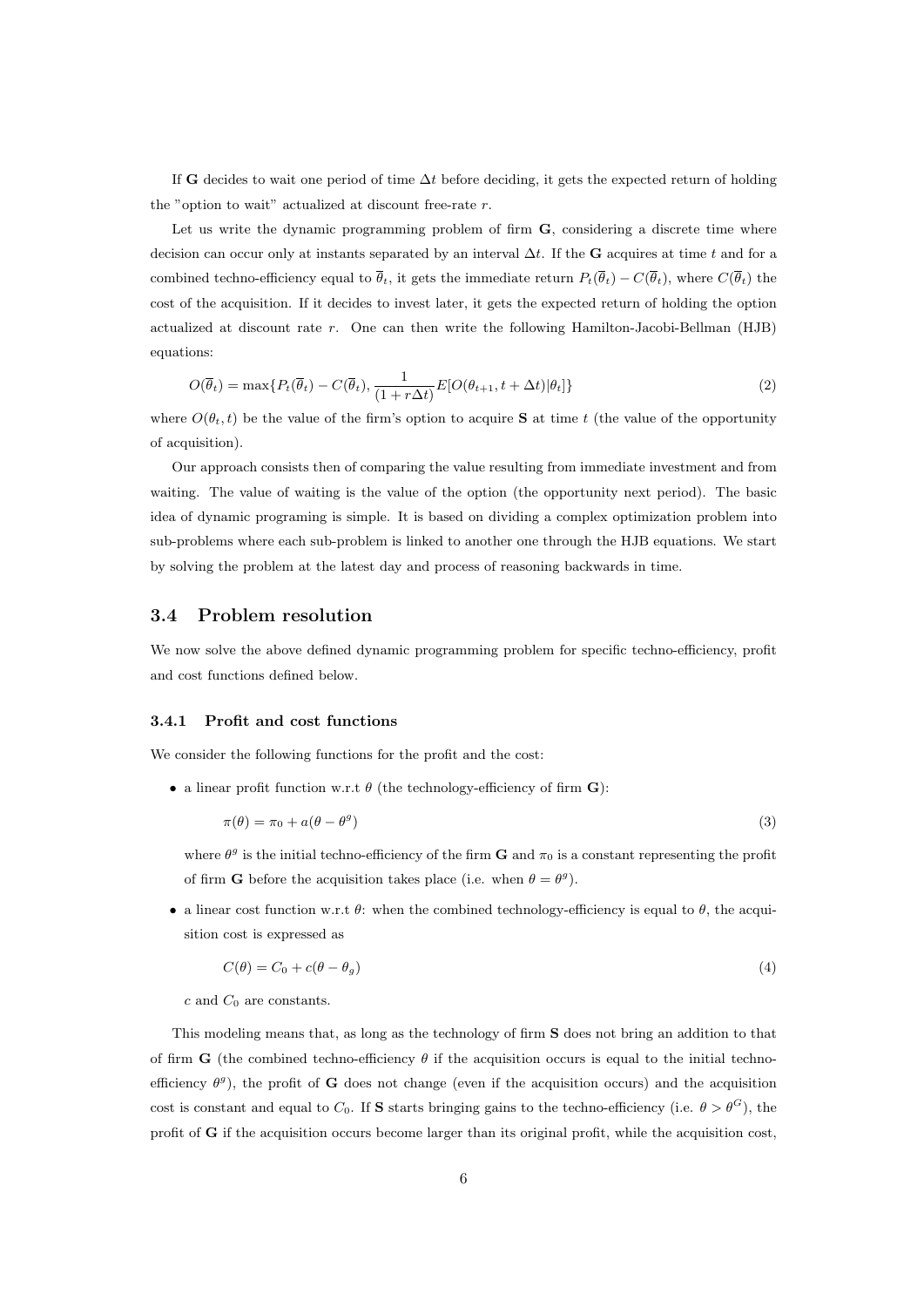If **G** decides to wait one period of time $\Delta t$ before deciding, it gets the expected return of holding the "option to wait" actualized at discount free-rate $r$.

Let us write the dynamic programming problem of firm **G**, considering a discrete time where decision can occur only at instants separated by an interval $\Delta t$. If the **G** acquires at time $t$ and for a combined techno-efficiency equal to $\overline{\theta}_t$, it gets the immediate return $P_t(\overline{\theta}_t) - C(\overline{\theta}_t)$, where $C(\overline{\theta}_t)$ the cost of the acquisition. If it decides to invest later, it gets the expected return of holding the option actualized at discount rate $r$. One can then write the following Hamilton-Jacobi-Bellman (HJB) equations:

$$O(\overline{\theta}_t) = \max\{P_t(\overline{\theta}_t) - C(\overline{\theta}_t), \frac{1}{(1 + r\Delta t)} E[O(\theta_{t+1}, t + \Delta t)|\theta_t]\} \tag{2}$$

where $O(\theta_t, t)$ be the value of the firm's option to acquire **S** at time $t$ (the value of the opportunity of acquisition).

Our approach consists then of comparing the value resulting from immediate investment and from waiting. The value of waiting is the value of the option (the opportunity next period). The basic idea of dynamic programing is simple. It is based on dividing a complex optimization problem into sub-problems where each sub-problem is linked to another one through the HJB equations. We start by solving the problem at the latest day and process of reasoning backwards in time.

## 3.4 Problem resolution

We now solve the above defined dynamic programming problem for specific techno-efficiency, profit and cost functions defined below.

### 3.4.1 Profit and cost functions

We consider the following functions for the profit and the cost:

- a linear profit function w.r.t $\theta$ (the technology-efficiency of firm **G**):

$$\pi(\theta) = \pi_0 + a(\theta - \theta^g) \tag{3}$$

  where $\theta^g$ is the initial techno-efficiency of the firm **G** and $\pi_0$ is a constant representing the profit of firm **G** before the acquisition takes place (i.e. when $\theta = \theta^g$).

- a linear cost function w.r.t $\theta$: when the combined technology-efficiency is equal to $\theta$, the acquisition cost is expressed as

$$C(\theta) = C_0 + c(\theta - \theta_g) \tag{4}$$

  $c$ and $C_0$ are constants.

This modeling means that, as long as the technology of firm **S** does not bring an addition to that of firm **G** (the combined techno-efficiency $\theta$ if the acquisition occurs is equal to the initial techno-efficiency $\theta^g$), the profit of **G** does not change (even if the acquisition occurs) and the acquisition cost is constant and equal to $C_0$. If **S** starts bringing gains to the techno-efficiency (i.e. $\theta > \theta^G$), the profit of **G** if the acquisition occurs become larger than its original profit, while the acquisition cost,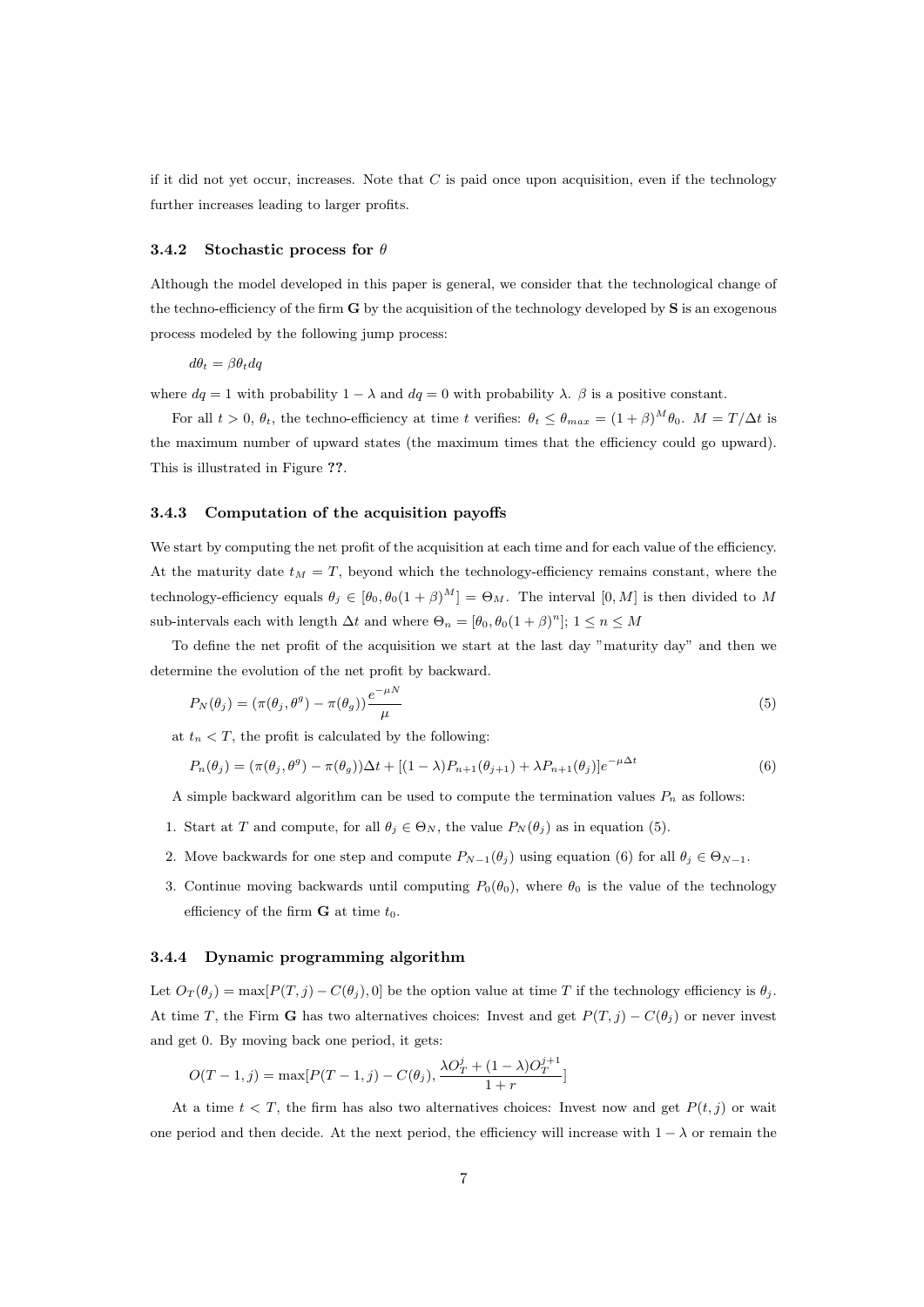if it did not yet occur, increases. Note that $C$ is paid once upon acquisition, even if the technology further increases leading to larger profits.

### 3.4.2 Stochastic process for $\theta$

Although the model developed in this paper is general, we consider that the technological change of the techno-efficiency of the firm **G** by the acquisition of the technology developed by **S** is an exogenous process modeled by the following jump process:

$$d\theta_t = \beta\theta_t dq$$

where $dq = 1$ with probability $1-\lambda$ and $dq = 0$ with probability $\lambda$. $\beta$ is a positive constant.

For all $t > 0$, $\theta_t$, the techno-efficiency at time $t$ verifies: $\theta_t \leq \theta_{max} = (1+\beta)^M\theta_0$. $M = T/\Delta t$ is the maximum number of upward states (the maximum times that the efficiency could go upward). This is illustrated in Figure **??**.

### 3.4.3 Computation of the acquisition payoffs

We start by computing the net profit of the acquisition at each time and for each value of the efficiency. At the maturity date $t_M = T$, beyond which the technology-efficiency remains constant, where the technology-efficiency equals $\theta_j \in [\theta_0, \theta_0(1+\beta)^M] = \Theta_M$. The interval $[0, M]$ is then divided to $M$ sub-intervals each with length $\Delta t$ and where $\Theta_n = [\theta_0, \theta_0(1+\beta)^n]$; $1 \leq n \leq M$

To define the net profit of the acquisition we start at the last day "maturity day" and then we determine the evolution of the net profit by backward.

$$P_N(\theta_j) = (\pi(\theta_j, \theta^g) - \pi(\theta_g))\frac{e^{-\mu N}}{\mu} \tag{5}$$

at $t_n < T$, the profit is calculated by the following:

$$P_n(\theta_j) = (\pi(\theta_j, \theta^g) - \pi(\theta_g))\Delta t + [(1-\lambda)P_{n+1}(\theta_{j+1}) + \lambda P_{n+1}(\theta_j)]e^{-\mu\Delta t} \tag{6}$$

A simple backward algorithm can be used to compute the termination values $P_n$ as follows:

1. Start at $T$ and compute, for all $\theta_j \in \Theta_N$, the value $P_N(\theta_j)$ as in equation (5).
2. Move backwards for one step and compute $P_{N-1}(\theta_j)$ using equation (6) for all $\theta_j \in \Theta_{N-1}$.
3. Continue moving backwards until computing $P_0(\theta_0)$, where $\theta_0$ is the value of the technology efficiency of the firm **G** at time $t_0$.

### 3.4.4 Dynamic programming algorithm

Let $O_T(\theta_j) = \max[P(T,j) - C(\theta_j), 0]$ be the option value at time $T$ if the technology efficiency is $\theta_j$. At time $T$, the Firm **G** has two alternatives choices: Invest and get $P(T,j) - C(\theta_j)$ or never invest and get 0. By moving back one period, it gets:

$$O(T-1, j) = \max[P(T-1, j) - C(\theta_j), \frac{\lambda O_T^j + (1-\lambda)O_T^{j+1}}{1+r}]$$

At a time $t < T$, the firm has also two alternatives choices: Invest now and get $P(t,j)$ or wait one period and then decide. At the next period, the efficiency will increase with $1-\lambda$ or remain the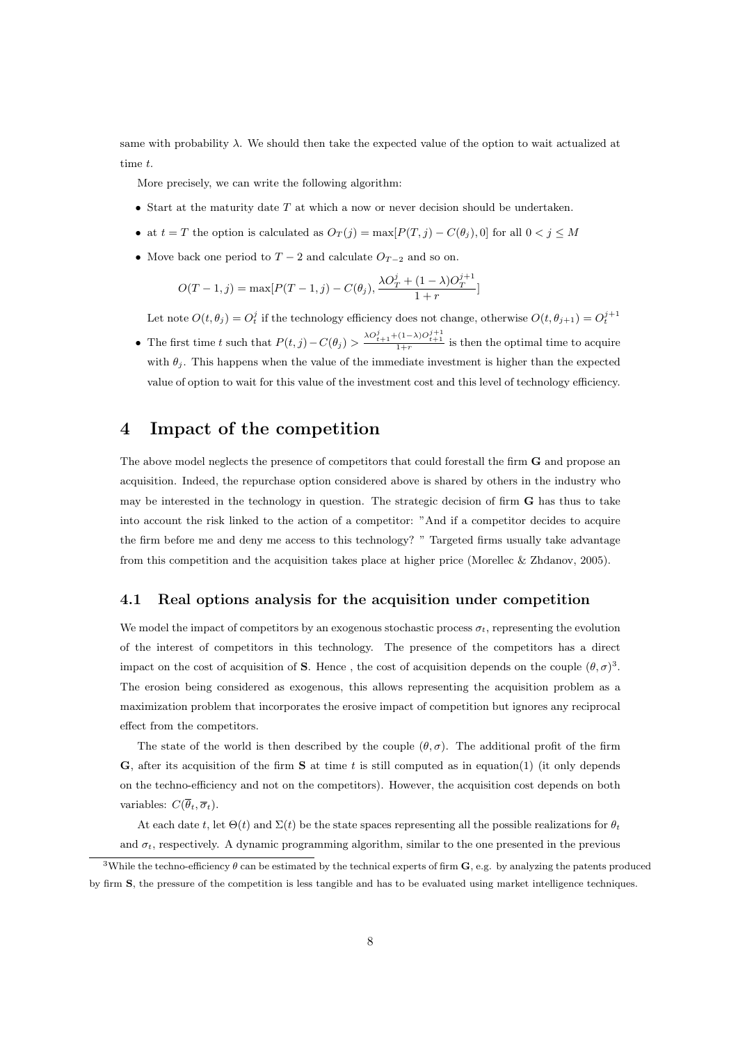same with probability $\lambda$. We should then take the expected value of the option to wait actualized at time $t$.

More precisely, we can write the following algorithm:

- Start at the maturity date $T$ at which a now or never decision should be undertaken.
- at $t = T$ the option is calculated as $O_T(j) = \max[P(T,j) - C(\theta_j), 0]$ for all $0 < j \leq M$
- Move back one period to $T-2$ and calculate $O_{T-2}$ and so on.

  $$O(T-1, j) = \max[P(T-1, j) - C(\theta_j), \frac{\lambda O_T^j + (1-\lambda) O_T^{j+1}}{1+r}]$$

  Let note $O(t, \theta_j) = O_t^j$ if the technology efficiency does not change, otherwise $O(t, \theta_{j+1}) = O_t^{j+1}$
- The first time $t$ such that $P(t,j) - C(\theta_j) > \frac{\lambda O_{t+1}^j + (1-\lambda) O_{t+1}^{j+1}}{1+r}$ is then the optimal time to acquire with $\theta_j$. This happens when the value of the immediate investment is higher than the expected value of option to wait for this value of the investment cost and this level of technology efficiency.

# 4 Impact of the competition

The above model neglects the presence of competitors that could forestall the firm **G** and propose an acquisition. Indeed, the repurchase option considered above is shared by others in the industry who may be interested in the technology in question. The strategic decision of firm **G** has thus to take into account the risk linked to the action of a competitor: "And if a competitor decides to acquire the firm before me and deny me access to this technology? " Targeted firms usually take advantage from this competition and the acquisition takes place at higher price (Morellec & Zhdanov, 2005).

## 4.1 Real options analysis for the acquisition under competition

We model the impact of competitors by an exogenous stochastic process $\sigma_t$, representing the evolution of the interest of competitors in this technology. The presence of the competitors has a direct impact on the cost of acquisition of **S**. Hence , the cost of acquisition depends on the couple $(\theta, \sigma)$[3]. The erosion being considered as exogenous, this allows representing the acquisition problem as a maximization problem that incorporates the erosive impact of competition but ignores any reciprocal effect from the competitors.

The state of the world is then described by the couple $(\theta, \sigma)$. The additional profit of the firm **G**, after its acquisition of the firm **S** at time $t$ is still computed as in equation(1) (it only depends on the techno-efficiency and not on the competitors). However, the acquisition cost depends on both variables: $C(\overline{\theta}_t, \overline{\sigma}_t)$.

At each date $t$, let $\Theta(t)$ and $\Sigma(t)$ be the state spaces representing all the possible realizations for $\theta_t$ and $\sigma_t$, respectively. A dynamic programming algorithm, similar to the one presented in the previous

[3] While the techno-efficiency $\theta$ can be estimated by the technical experts of firm **G**, e.g. by analyzing the patents produced by firm **S**, the pressure of the competition is less tangible and has to be evaluated using market intelligence techniques.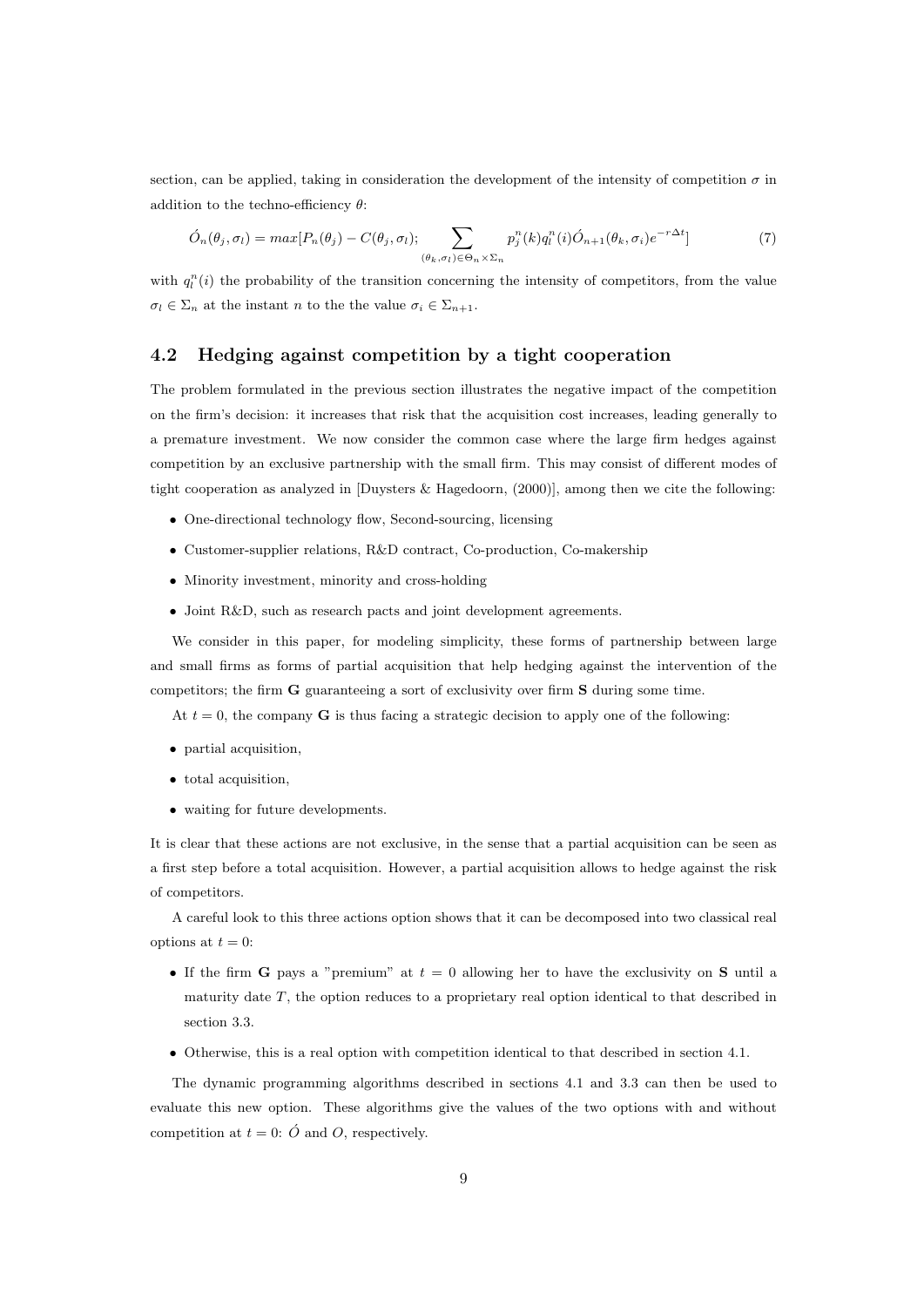section, can be applied, taking in consideration the development of the intensity of competition $\sigma$ in addition to the techno-efficiency $\theta$:

$$\acute{O}_n(\theta_j, \sigma_l) = max[P_n(\theta_j) - C(\theta_j, \sigma_l); \sum_{(\theta_k, \sigma_l) \in \Theta_n \times \Sigma_n} p_j^n(k) q_l^n(i) \acute{O}_{n+1}(\theta_k, \sigma_i) e^{-r\Delta t}] \tag{7}$$

with $q_l^n(i)$ the probability of the transition concerning the intensity of competitors, from the value $\sigma_l \in \Sigma_n$ at the instant $n$ to the the value $\sigma_i \in \Sigma_{n+1}$.

### 4.2 Hedging against competition by a tight cooperation

The problem formulated in the previous section illustrates the negative impact of the competition on the firm's decision: it increases that risk that the acquisition cost increases, leading generally to a premature investment. We now consider the common case where the large firm hedges against competition by an exclusive partnership with the small firm. This may consist of different modes of tight cooperation as analyzed in [Duysters & Hagedoorn, (2000)], among then we cite the following:

- One-directional technology flow, Second-sourcing, licensing
- Customer-supplier relations, R&D contract, Co-production, Co-makership
- Minority investment, minority and cross-holding
- Joint R&D, such as research pacts and joint development agreements.

We consider in this paper, for modeling simplicity, these forms of partnership between large and small firms as forms of partial acquisition that help hedging against the intervention of the competitors; the firm **G** guaranteeing a sort of exclusivity over firm **S** during some time.

At $t = 0$, the company **G** is thus facing a strategic decision to apply one of the following:

- partial acquisition,
- total acquisition,
- waiting for future developments.

It is clear that these actions are not exclusive, in the sense that a partial acquisition can be seen as a first step before a total acquisition. However, a partial acquisition allows to hedge against the risk of competitors.

A careful look to this three actions option shows that it can be decomposed into two classical real options at $t = 0$:

- If the firm **G** pays a "premium" at $t = 0$ allowing her to have the exclusivity on **S** until a maturity date $T$, the option reduces to a proprietary real option identical to that described in section 3.3.
- Otherwise, this is a real option with competition identical to that described in section 4.1.

The dynamic programming algorithms described in sections 4.1 and 3.3 can then be used to evaluate this new option. These algorithms give the values of the two options with and without competition at $t = 0$: $\acute{O}$ and $O$, respectively.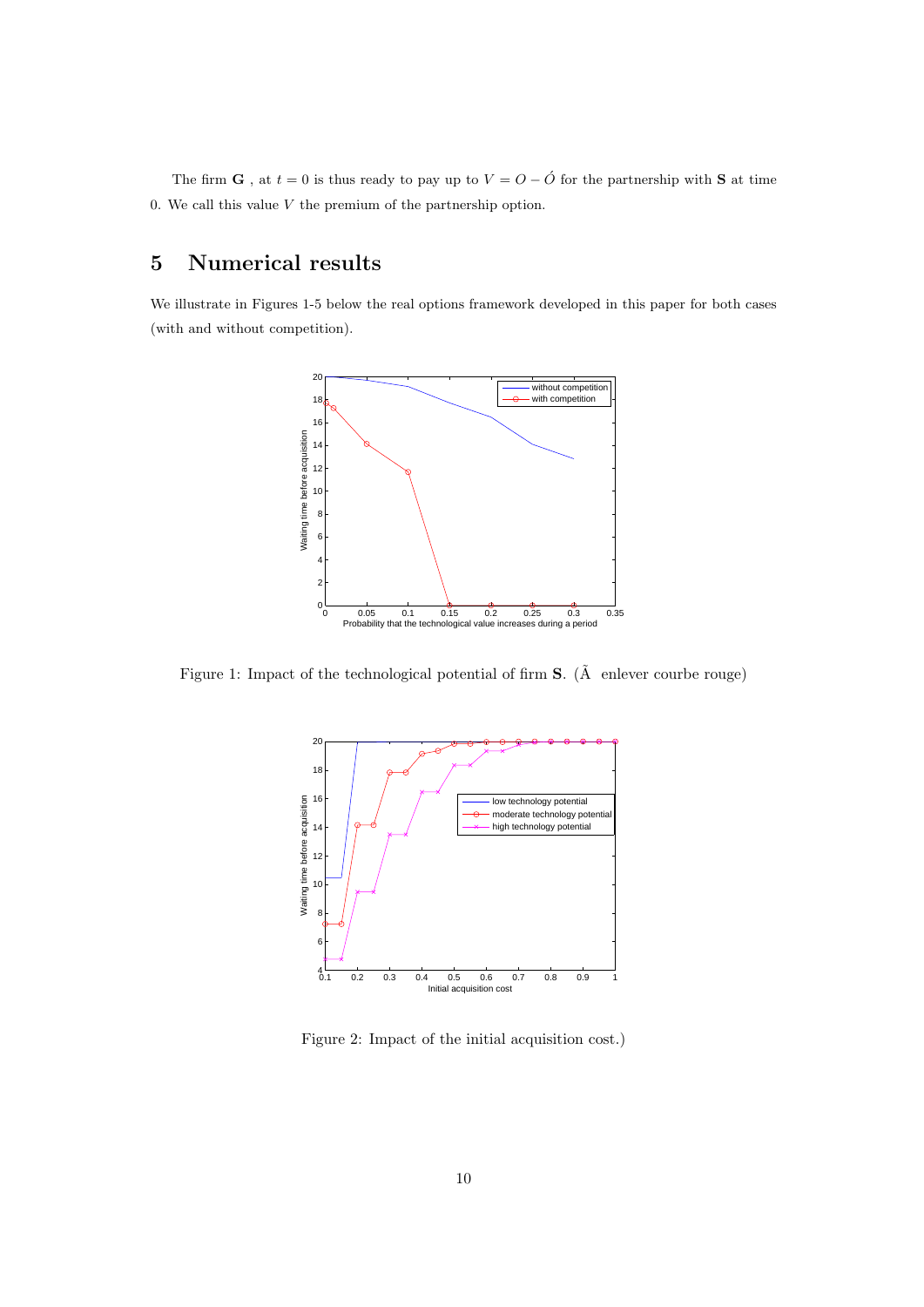The firm **G** , at $t = 0$ is thus ready to pay up to $V = O - \acute{O}$ for the partnership with **S** at time 0. We call this value $V$ the premium of the partnership option.

## 5 Numerical results

We illustrate in Figures 1-5 below the real options framework developed in this paper for both cases (with and without competition).

Figure 1: Impact of the technological potential of firm **S**. (Ã enlever courbe rouge)

Figure 2: Impact of the initial acquisition cost.)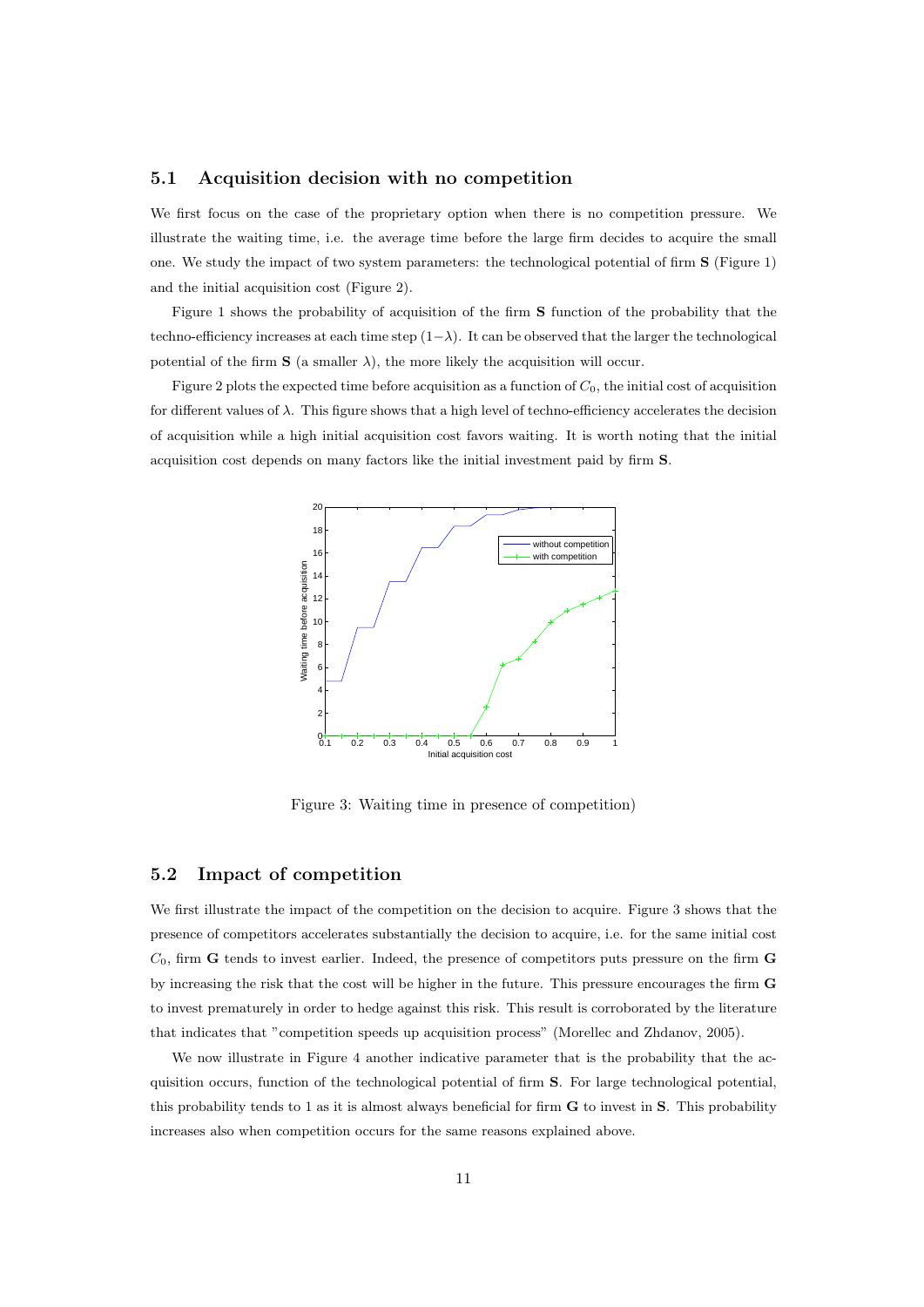### 5.1 Acquisition decision with no competition

We first focus on the case of the proprietary option when there is no competition pressure. We illustrate the waiting time, i.e. the average time before the large firm decides to acquire the small one. We study the impact of two system parameters: the technological potential of firm **S** (Figure 1) and the initial acquisition cost (Figure 2).

Figure 1 shows the probability of acquisition of the firm **S** function of the probability that the techno-efficiency increases at each time step $(1-\lambda)$. It can be observed that the larger the technological potential of the firm **S** (a smaller $\lambda$), the more likely the acquisition will occur.

Figure 2 plots the expected time before acquisition as a function of $C_0$, the initial cost of acquisition for different values of $\lambda$. This figure shows that a high level of techno-efficiency accelerates the decision of acquisition while a high initial acquisition cost favors waiting. It is worth noting that the initial acquisition cost depends on many factors like the initial investment paid by firm **S**.

Figure 3: Waiting time in presence of competition)

### 5.2 Impact of competition

We first illustrate the impact of the competition on the decision to acquire. Figure 3 shows that the presence of competitors accelerates substantially the decision to acquire, i.e. for the same initial cost $C_0$, firm **G** tends to invest earlier. Indeed, the presence of competitors puts pressure on the firm **G** by increasing the risk that the cost will be higher in the future. This pressure encourages the firm **G** to invest prematurely in order to hedge against this risk. This result is corroborated by the literature that indicates that "competition speeds up acquisition process" (Morellec and Zhdanov, 2005).

We now illustrate in Figure 4 another indicative parameter that is the probability that the acquisition occurs, function of the technological potential of firm **S**. For large technological potential, this probability tends to 1 as it is almost always beneficial for firm **G** to invest in **S**. This probability increases also when competition occurs for the same reasons explained above.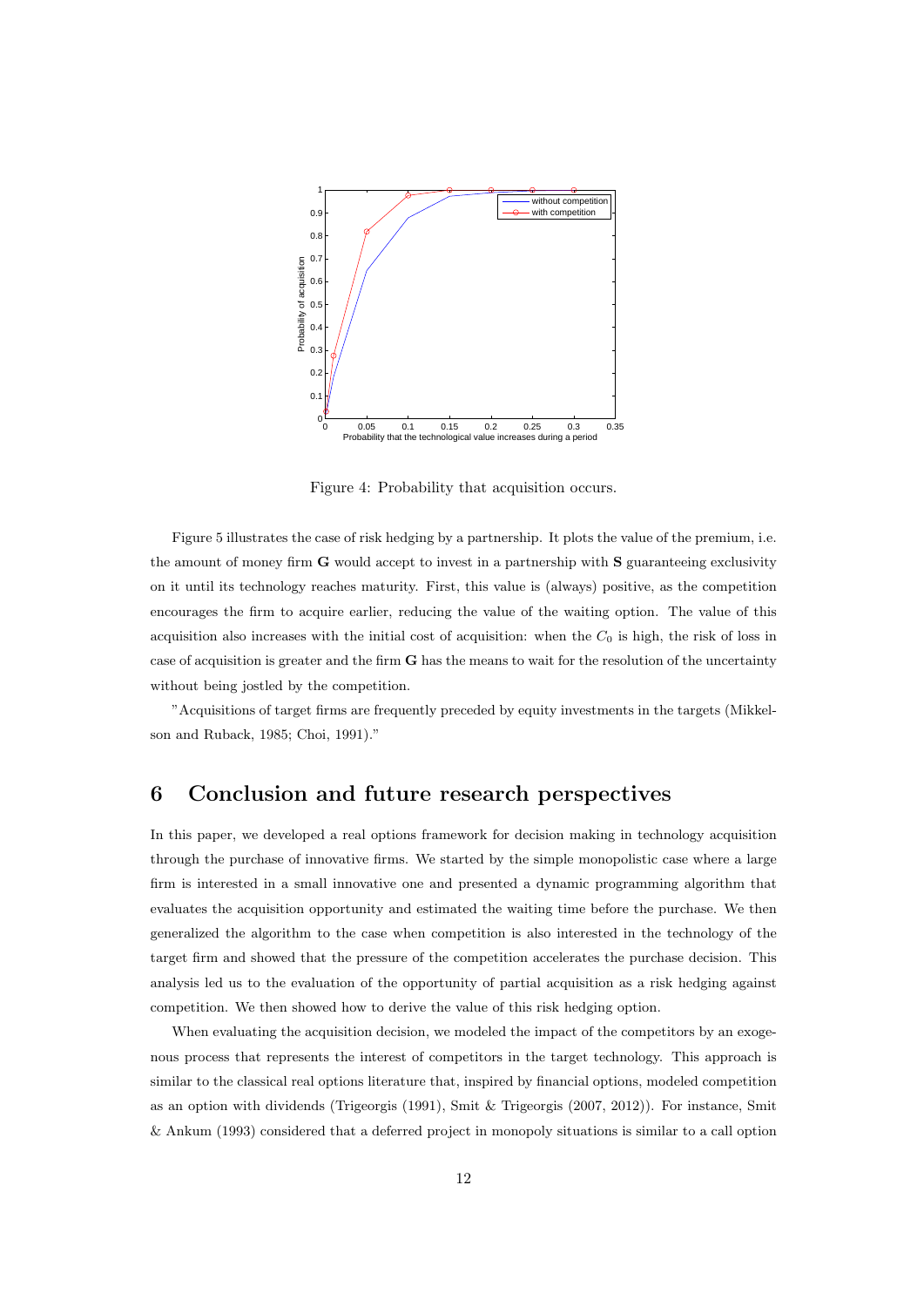Figure 4: Probability that acquisition occurs.

Figure 5 illustrates the case of risk hedging by a partnership. It plots the value of the premium, i.e. the amount of money firm **G** would accept to invest in a partnership with **S** guaranteeing exclusivity on it until its technology reaches maturity. First, this value is (always) positive, as the competition encourages the firm to acquire earlier, reducing the value of the waiting option. The value of this acquisition also increases with the initial cost of acquisition: when the $C_0$ is high, the risk of loss in case of acquisition is greater and the firm **G** has the means to wait for the resolution of the uncertainty without being jostled by the competition.

"Acquisitions of target firms are frequently preceded by equity investments in the targets (Mikkelson and Ruback, 1985; Choi, 1991)."

## 6 Conclusion and future research perspectives

In this paper, we developed a real options framework for decision making in technology acquisition through the purchase of innovative firms. We started by the simple monopolistic case where a large firm is interested in a small innovative one and presented a dynamic programming algorithm that evaluates the acquisition opportunity and estimated the waiting time before the purchase. We then generalized the algorithm to the case when competition is also interested in the technology of the target firm and showed that the pressure of the competition accelerates the purchase decision. This analysis led us to the evaluation of the opportunity of partial acquisition as a risk hedging against competition. We then showed how to derive the value of this risk hedging option.

When evaluating the acquisition decision, we modeled the impact of the competitors by an exogenous process that represents the interest of competitors in the target technology. This approach is similar to the classical real options literature that, inspired by financial options, modeled competition as an option with dividends (Trigeorgis (1991), Smit & Trigeorgis (2007, 2012)). For instance, Smit & Ankum (1993) considered that a deferred project in monopoly situations is similar to a call option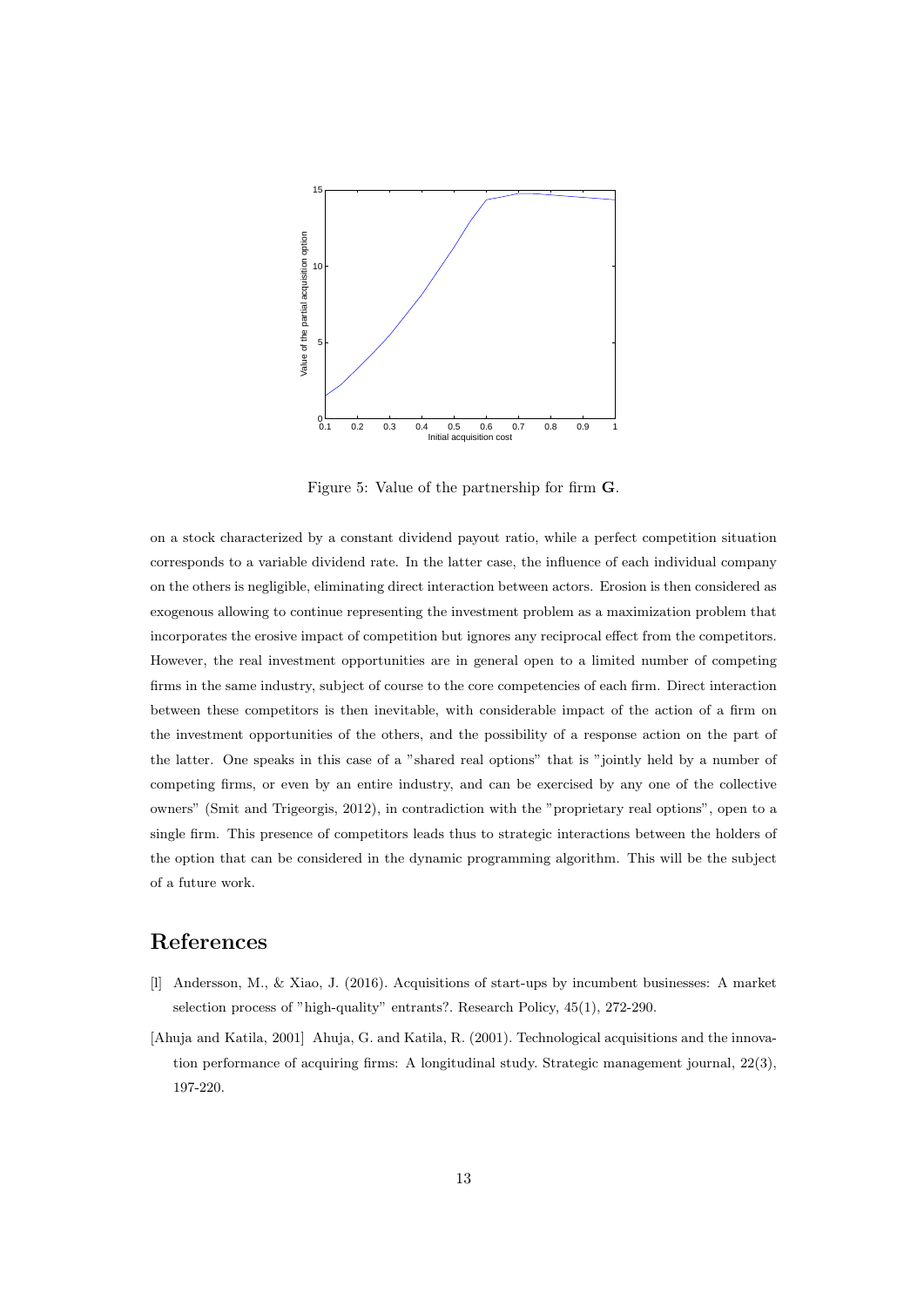Figure 5: Value of the partnership for firm **G**.

on a stock characterized by a constant dividend payout ratio, while a perfect competition situation corresponds to a variable dividend rate. In the latter case, the influence of each individual company on the others is negligible, eliminating direct interaction between actors. Erosion is then considered as exogenous allowing to continue representing the investment problem as a maximization problem that incorporates the erosive impact of competition but ignores any reciprocal effect from the competitors. However, the real investment opportunities are in general open to a limited number of competing firms in the same industry, subject of course to the core competencies of each firm. Direct interaction between these competitors is then inevitable, with considerable impact of the action of a firm on the investment opportunities of the others, and the possibility of a response action on the part of the latter. One speaks in this case of a "shared real options" that is "jointly held by a number of competing firms, or even by an entire industry, and can be exercised by any one of the collective owners" (Smit and Trigeorgis, 2012), in contradiction with the "proprietary real options", open to a single firm. This presence of competitors leads thus to strategic interactions between the holders of the option that can be considered in the dynamic programming algorithm. This will be the subject of a future work.

## References

[l] Andersson, M., & Xiao, J. (2016). Acquisitions of start-ups by incumbent businesses: A market selection process of "high-quality" entrants?. Research Policy, 45(1), 272-290.

[Ahuja and Katila, 2001] Ahuja, G. and Katila, R. (2001). Technological acquisitions and the innovation performance of acquiring firms: A longitudinal study. Strategic management journal, 22(3), 197-220.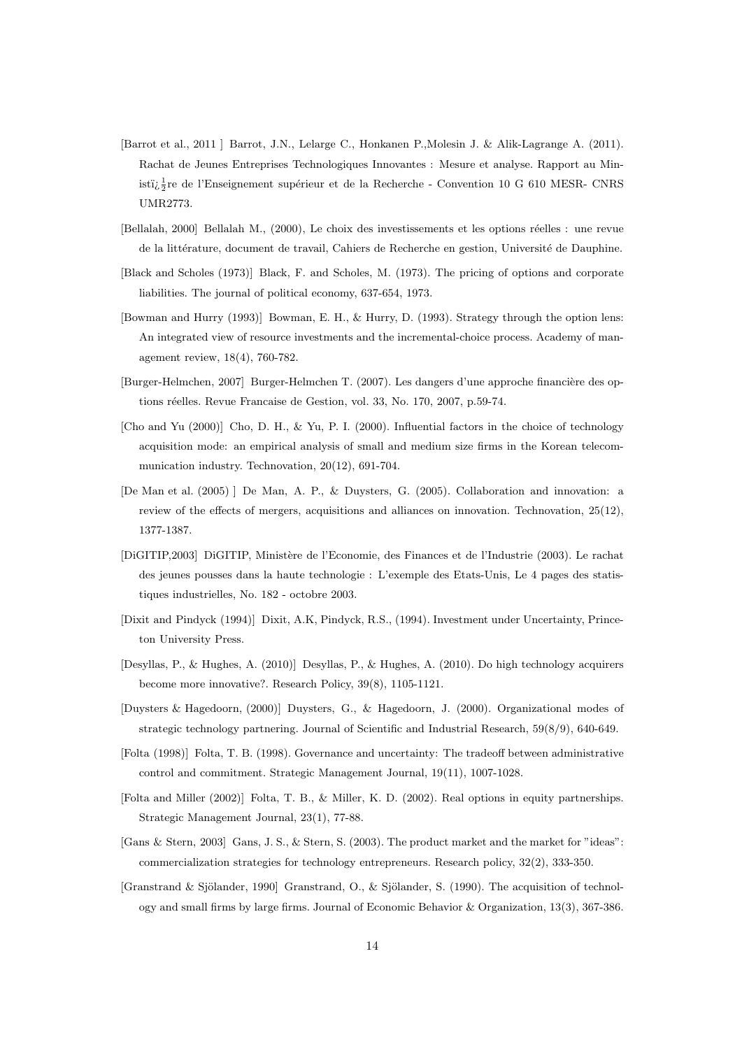[Barrot et al., 2011 ] Barrot, J.N., Lelarge C., Honkanen P.,Molesin J. & Alik-Lagrange A. (2011). Rachat de Jeunes Entreprises Technologiques Innovantes : Mesure et analyse. Rapport au Ministï¿½re de l'Enseignement supérieur et de la Recherche - Convention 10 G 610 MESR- CNRS UMR2773.

[Bellalah, 2000] Bellalah M., (2000), Le choix des investissements et les options réelles : une revue de la littérature, document de travail, Cahiers de Recherche en gestion, Université de Dauphine.

[Black and Scholes (1973)] Black, F. and Scholes, M. (1973). The pricing of options and corporate liabilities. The journal of political economy, 637-654, 1973.

[Bowman and Hurry (1993)] Bowman, E. H., & Hurry, D. (1993). Strategy through the option lens: An integrated view of resource investments and the incremental-choice process. Academy of management review, 18(4), 760-782.

[Burger-Helmchen, 2007] Burger-Helmchen T. (2007). Les dangers d'une approche financière des options réelles. Revue Francaise de Gestion, vol. 33, No. 170, 2007, p.59-74.

[Cho and Yu (2000)] Cho, D. H., & Yu, P. I. (2000). Influential factors in the choice of technology acquisition mode: an empirical analysis of small and medium size firms in the Korean telecommunication industry. Technovation, 20(12), 691-704.

[De Man et al. (2005) ] De Man, A. P., & Duysters, G. (2005). Collaboration and innovation: a review of the effects of mergers, acquisitions and alliances on innovation. Technovation, 25(12), 1377-1387.

[DiGITIP,2003] DiGITIP, Ministère de l'Economie, des Finances et de l'Industrie (2003). Le rachat des jeunes pousses dans la haute technologie : L'exemple des Etats-Unis, Le 4 pages des statistiques industrielles, No. 182 - octobre 2003.

[Dixit and Pindyck (1994)] Dixit, A.K, Pindyck, R.S., (1994). Investment under Uncertainty, Princeton University Press.

[Desyllas, P., & Hughes, A. (2010)] Desyllas, P., & Hughes, A. (2010). Do high technology acquirers become more innovative?. Research Policy, 39(8), 1105-1121.

[Duysters & Hagedoorn, (2000)] Duysters, G., & Hagedoorn, J. (2000). Organizational modes of strategic technology partnering. Journal of Scientific and Industrial Research, 59(8/9), 640-649.

[Folta (1998)] Folta, T. B. (1998). Governance and uncertainty: The tradeoff between administrative control and commitment. Strategic Management Journal, 19(11), 1007-1028.

[Folta and Miller (2002)] Folta, T. B., & Miller, K. D. (2002). Real options in equity partnerships. Strategic Management Journal, 23(1), 77-88.

[Gans & Stern, 2003] Gans, J. S., & Stern, S. (2003). The product market and the market for "ideas": commercialization strategies for technology entrepreneurs. Research policy, 32(2), 333-350.

[Granstrand & Sjölander, 1990] Granstrand, O., & Sjölander, S. (1990). The acquisition of technology and small firms by large firms. Journal of Economic Behavior & Organization, 13(3), 367-386.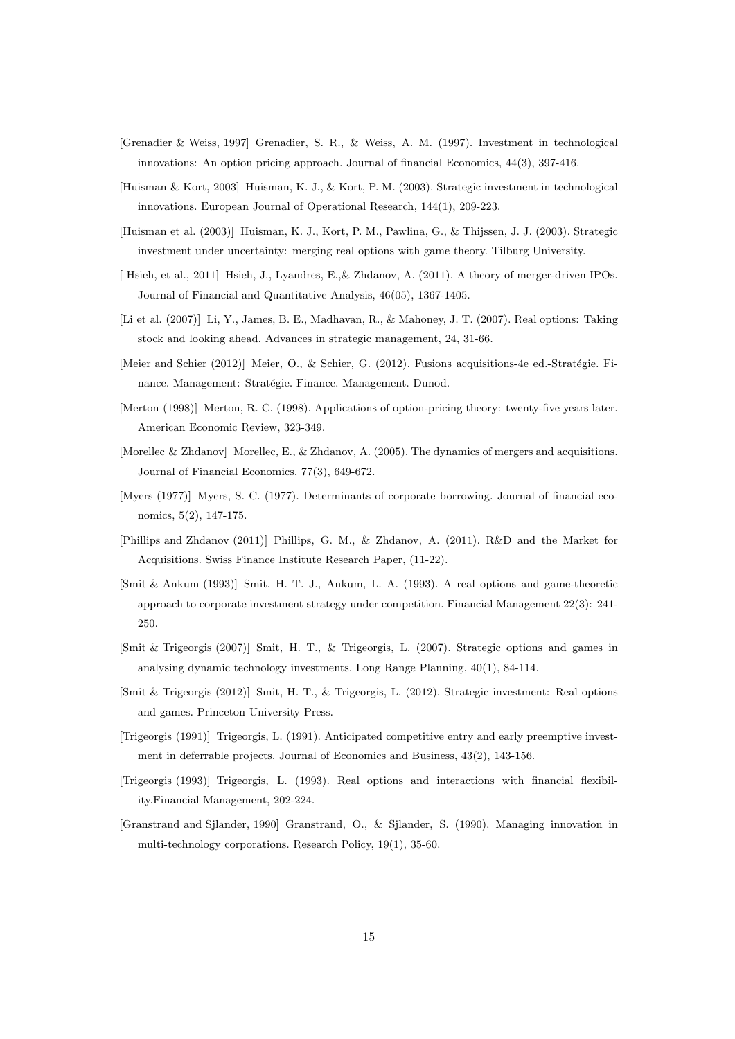[Grenadier & Weiss, 1997] Grenadier, S. R., & Weiss, A. M. (1997). Investment in technological innovations: An option pricing approach. Journal of financial Economics, 44(3), 397-416.

[Huisman & Kort, 2003] Huisman, K. J., & Kort, P. M. (2003). Strategic investment in technological innovations. European Journal of Operational Research, 144(1), 209-223.

[Huisman et al. (2003)] Huisman, K. J., Kort, P. M., Pawlina, G., & Thijssen, J. J. (2003). Strategic investment under uncertainty: merging real options with game theory. Tilburg University.

[ Hsieh, et al., 2011] Hsieh, J., Lyandres, E.,& Zhdanov, A. (2011). A theory of merger-driven IPOs. Journal of Financial and Quantitative Analysis, 46(05), 1367-1405.

[Li et al. (2007)] Li, Y., James, B. E., Madhavan, R., & Mahoney, J. T. (2007). Real options: Taking stock and looking ahead. Advances in strategic management, 24, 31-66.

[Meier and Schier (2012)] Meier, O., & Schier, G. (2012). Fusions acquisitions-4e ed.-Stratégie. Finance. Management: Stratégie. Finance. Management. Dunod.

[Merton (1998)] Merton, R. C. (1998). Applications of option-pricing theory: twenty-five years later. American Economic Review, 323-349.

[Morellec & Zhdanov] Morellec, E., & Zhdanov, A. (2005). The dynamics of mergers and acquisitions. Journal of Financial Economics, 77(3), 649-672.

[Myers (1977)] Myers, S. C. (1977). Determinants of corporate borrowing. Journal of financial economics, 5(2), 147-175.

[Phillips and Zhdanov (2011)] Phillips, G. M., & Zhdanov, A. (2011). R&D and the Market for Acquisitions. Swiss Finance Institute Research Paper, (11-22).

[Smit & Ankum (1993)] Smit, H. T. J., Ankum, L. A. (1993). A real options and game-theoretic approach to corporate investment strategy under competition. Financial Management 22(3): 241-250.

[Smit & Trigeorgis (2007)] Smit, H. T., & Trigeorgis, L. (2007). Strategic options and games in analysing dynamic technology investments. Long Range Planning, 40(1), 84-114.

[Smit & Trigeorgis (2012)] Smit, H. T., & Trigeorgis, L. (2012). Strategic investment: Real options and games. Princeton University Press.

[Trigeorgis (1991)] Trigeorgis, L. (1991). Anticipated competitive entry and early preemptive investment in deferrable projects. Journal of Economics and Business, 43(2), 143-156.

[Trigeorgis (1993)] Trigeorgis, L. (1993). Real options and interactions with financial flexibility.Financial Management, 202-224.

[Granstrand and Sjlander, 1990] Granstrand, O., & Sjlander, S. (1990). Managing innovation in multi-technology corporations. Research Policy, 19(1), 35-60.